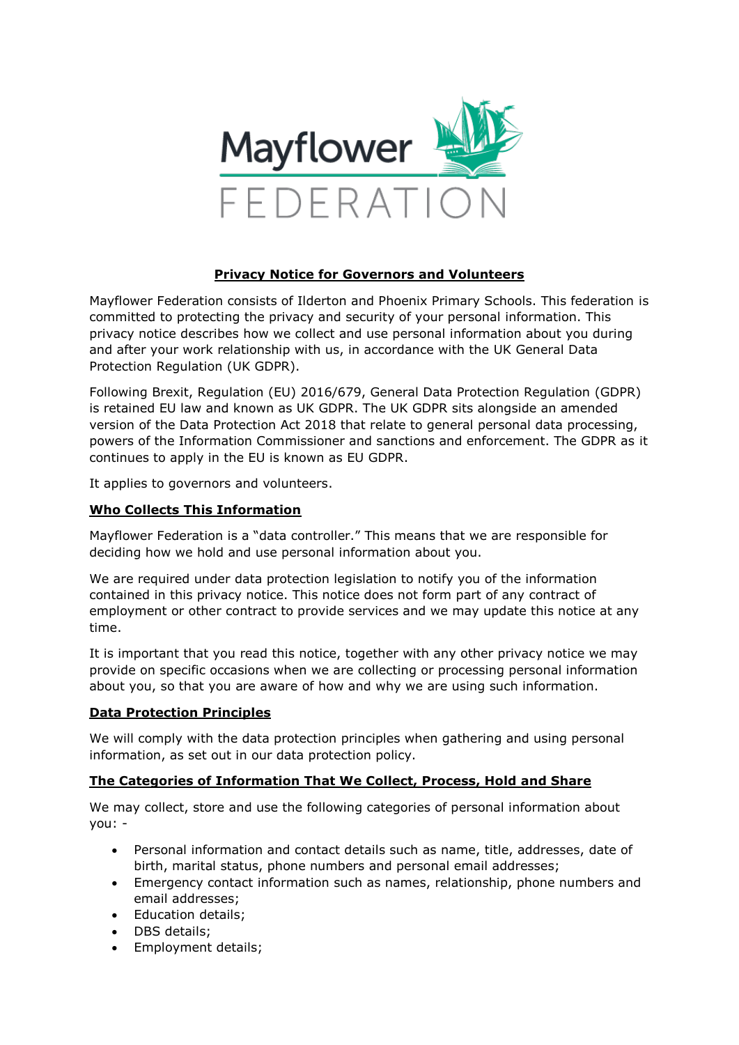Mayflower FEDERATION

# Privacy Notice for Governors and Volunteers

Mayflower Federation consists of Ilderton and Phoenix Primary Schools. This federation is committed to protecting the privacy and security of your personal information. This privacy notice describes how we collect and use personal information about you during and after your work relationship with us, in accordance with the UK General Data Protection Regulation (UK GDPR).

Following Brexit, Regulation (EU) 2016/679, General Data Protection Regulation (GDPR) is retained EU law and known as UK GDPR. The UK GDPR sits alongside an amended version of the Data Protection Act 2018 that relate to general personal data processing, powers of the Information Commissioner and sanctions and enforcement. The GDPR as it continues to apply in the EU is known as EU GDPR.

It applies to governors and volunteers.

## Who Collects This Information

Mayflower Federation is a "data controller." This means that we are responsible for deciding how we hold and use personal information about you.

We are required under data protection legislation to notify you of the information contained in this privacy notice. This notice does not form part of any contract of employment or other contract to provide services and we may update this notice at any time.

It is important that you read this notice, together with any other privacy notice we may provide on specific occasions when we are collecting or processing personal information about you, so that you are aware of how and why we are using such information.

## Data Protection Principles

We will comply with the data protection principles when gathering and using personal information, as set out in our data protection policy.

## The Categories of Information That We Collect, Process, Hold and Share

We may collect, store and use the following categories of personal information about you: -

- Personal information and contact details such as name, title, addresses, date of birth, marital status, phone numbers and personal email addresses;
- Emergency contact information such as names, relationship, phone numbers and email addresses;
- Education details;
- DBS details;
- Employment details;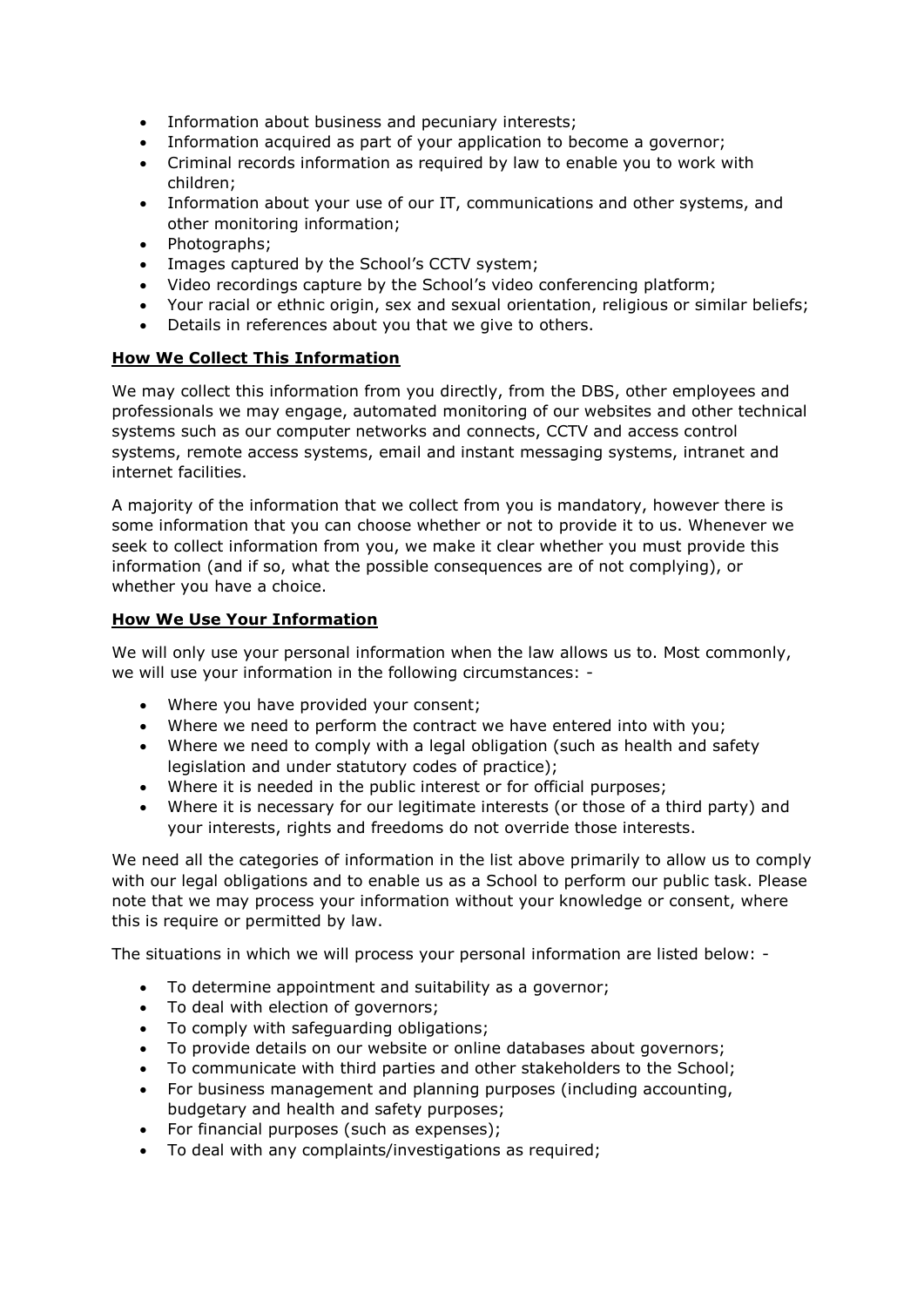- Information about business and pecuniary interests;
- Information acquired as part of your application to become a governor;
- Criminal records information as required by law to enable you to work with children;
- Information about your use of our IT, communications and other systems, and other monitoring information;
- Photographs;
- Images captured by the School's CCTV system;
- Video recordings capture by the School's video conferencing platform;
- Your racial or ethnic origin, sex and sexual orientation, religious or similar beliefs;
- Details in references about you that we give to others.

## How We Collect This Information

We may collect this information from you directly, from the DBS, other employees and professionals we may engage, automated monitoring of our websites and other technical systems such as our computer networks and connects, CCTV and access control systems, remote access systems, email and instant messaging systems, intranet and internet facilities.

A majority of the information that we collect from you is mandatory, however there is some information that you can choose whether or not to provide it to us. Whenever we seek to collect information from you, we make it clear whether you must provide this information (and if so, what the possible consequences are of not complying), or whether you have a choice.

## How We Use Your Information

We will only use your personal information when the law allows us to. Most commonly, we will use your information in the following circumstances: -

- Where you have provided your consent;
- Where we need to perform the contract we have entered into with you;
- Where we need to comply with a legal obligation (such as health and safety legislation and under statutory codes of practice);
- Where it is needed in the public interest or for official purposes;
- Where it is necessary for our legitimate interests (or those of a third party) and your interests, rights and freedoms do not override those interests.

We need all the categories of information in the list above primarily to allow us to comply with our legal obligations and to enable us as a School to perform our public task. Please note that we may process your information without your knowledge or consent, where this is require or permitted by law.

The situations in which we will process your personal information are listed below: -

- To determine appointment and suitability as a governor;
- To deal with election of governors;
- To comply with safeguarding obligations;
- To provide details on our website or online databases about governors;
- To communicate with third parties and other stakeholders to the School;
- For business management and planning purposes (including accounting, budgetary and health and safety purposes;
- For financial purposes (such as expenses);
- To deal with any complaints/investigations as required;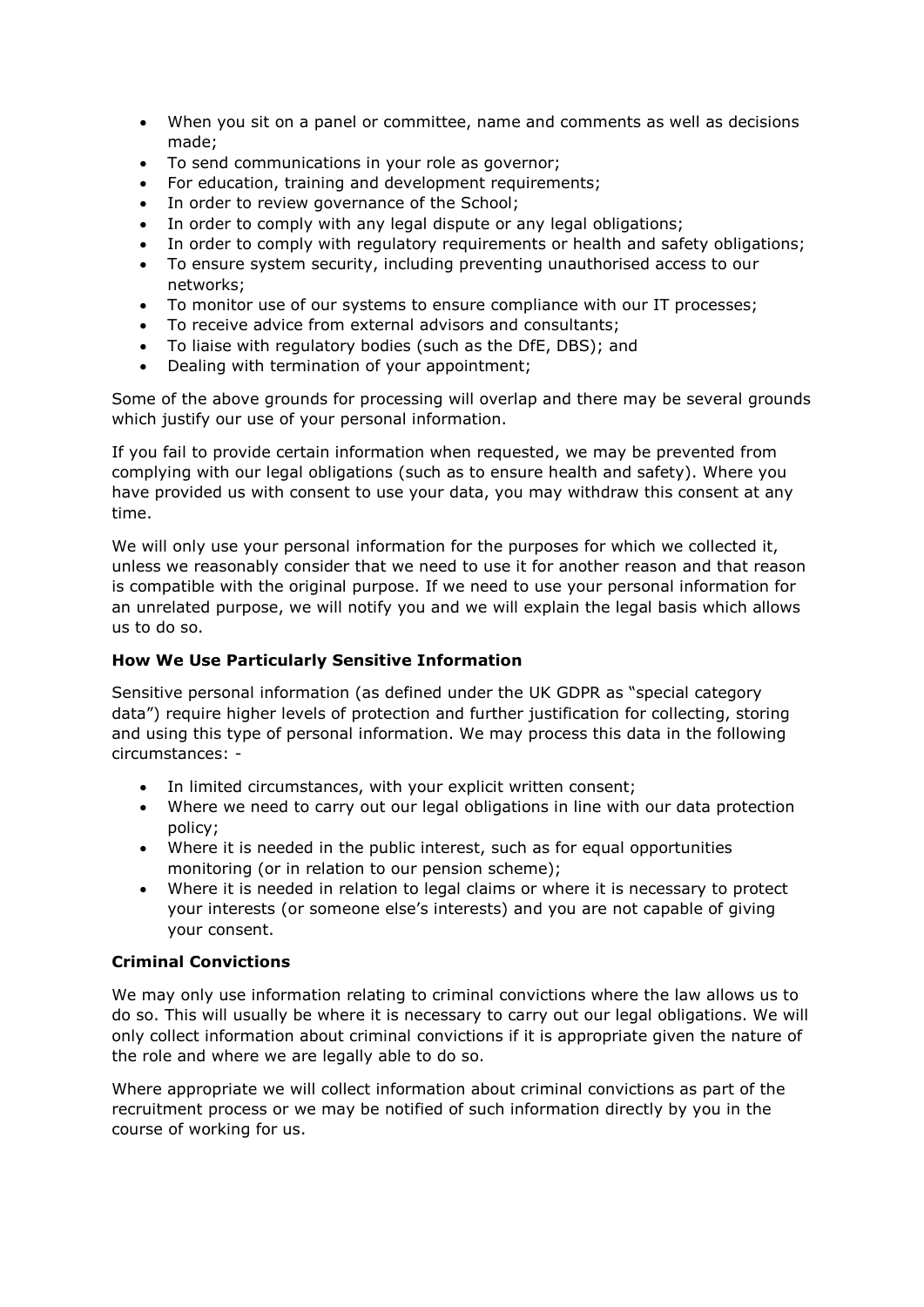- When you sit on a panel or committee, name and comments as well as decisions made;
- To send communications in your role as governor;
- For education, training and development requirements;
- In order to review governance of the School;
- In order to comply with any legal dispute or any legal obligations;
- In order to comply with regulatory requirements or health and safety obligations;
- To ensure system security, including preventing unauthorised access to our networks;
- To monitor use of our systems to ensure compliance with our IT processes;
- To receive advice from external advisors and consultants;
- To liaise with regulatory bodies (such as the DfE, DBS); and
- Dealing with termination of your appointment;

Some of the above grounds for processing will overlap and there may be several grounds which justify our use of your personal information.

If you fail to provide certain information when requested, we may be prevented from complying with our legal obligations (such as to ensure health and safety). Where you have provided us with consent to use your data, you may withdraw this consent at any time.

We will only use your personal information for the purposes for which we collected it, unless we reasonably consider that we need to use it for another reason and that reason is compatible with the original purpose. If we need to use your personal information for an unrelated purpose, we will notify you and we will explain the legal basis which allows us to do so.

**How We Use Particularly Sensitive Information**

Sensitive personal information (as defined under the UK GDPR as "special category data") require higher levels of protection and further justification for collecting, storing and using this type of personal information. We may process this data in the following circumstances: -

- In limited circumstances, with your explicit written consent;
- Where we need to carry out our legal obligations in line with our data protection policy;
- Where it is needed in the public interest, such as for equal opportunities monitoring (or in relation to our pension scheme);
- Where it is needed in relation to legal claims or where it is necessary to protect your interests (or someone else's interests) and you are not capable of giving your consent.

**Criminal Convictions**

We may only use information relating to criminal convictions where the law allows us to do so. This will usually be where it is necessary to carry out our legal obligations. We will only collect information about criminal convictions if it is appropriate given the nature of the role and where we are legally able to do so.

Where appropriate we will collect information about criminal convictions as part of the recruitment process or we may be notified of such information directly by you in the course of working for us.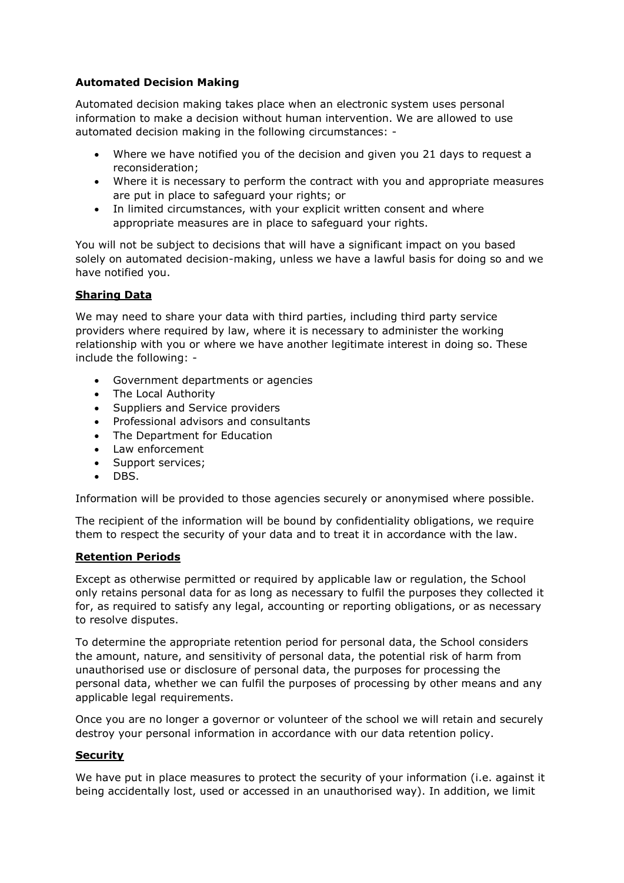**Automated Decision Making**

Automated decision making takes place when an electronic system uses personal information to make a decision without human intervention. We are allowed to use automated decision making in the following circumstances: -

- Where we have notified you of the decision and given you 21 days to request a reconsideration;
- Where it is necessary to perform the contract with you and appropriate measures are put in place to safeguard your rights; or
- In limited circumstances, with your explicit written consent and where appropriate measures are in place to safeguard your rights.

You will not be subject to decisions that will have a significant impact on you based solely on automated decision-making, unless we have a lawful basis for doing so and we have notified you.

**Sharing Data**

We may need to share your data with third parties, including third party service providers where required by law, where it is necessary to administer the working relationship with you or where we have another legitimate interest in doing so. These include the following: -

- Government departments or agencies
- The Local Authority
- Suppliers and Service providers
- Professional advisors and consultants
- The Department for Education
- Law enforcement
- Support services;
- DBS.

Information will be provided to those agencies securely or anonymised where possible.

The recipient of the information will be bound by confidentiality obligations, we require them to respect the security of your data and to treat it in accordance with the law.

**Retention Periods**

Except as otherwise permitted or required by applicable law or regulation, the School only retains personal data for as long as necessary to fulfil the purposes they collected it for, as required to satisfy any legal, accounting or reporting obligations, or as necessary to resolve disputes.

To determine the appropriate retention period for personal data, the School considers the amount, nature, and sensitivity of personal data, the potential risk of harm from unauthorised use or disclosure of personal data, the purposes for processing the personal data, whether we can fulfil the purposes of processing by other means and any applicable legal requirements.

Once you are no longer a governor or volunteer of the school we will retain and securely destroy your personal information in accordance with our data retention policy.

**Security**

We have put in place measures to protect the security of your information (i.e. against it being accidentally lost, used or accessed in an unauthorised way). In addition, we limit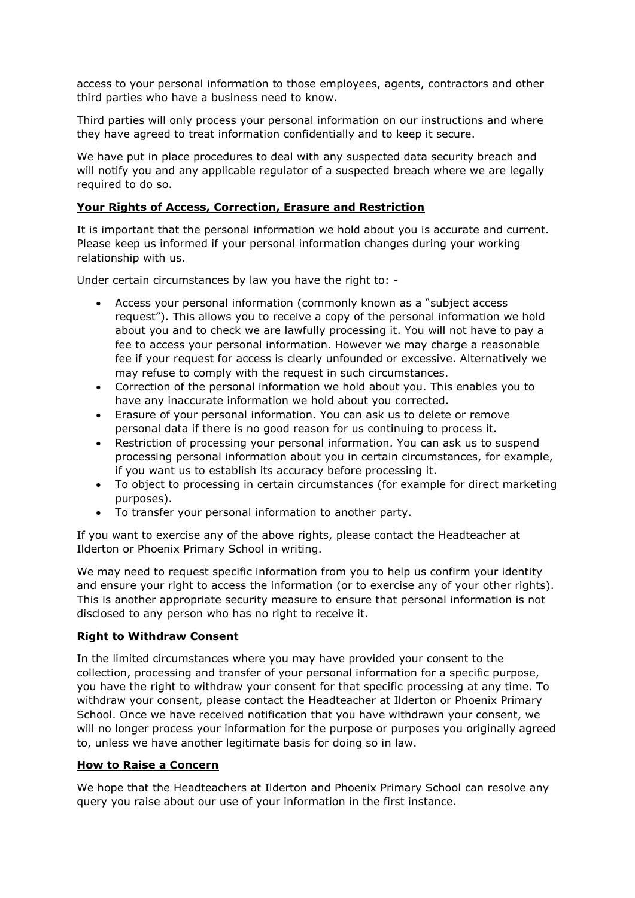access to your personal information to those employees, agents, contractors and other third parties who have a business need to know.

Third parties will only process your personal information on our instructions and where they have agreed to treat information confidentially and to keep it secure.

We have put in place procedures to deal with any suspected data security breach and will notify you and any applicable regulator of a suspected breach where we are legally required to do so.

## Your Rights of Access, Correction, Erasure and Restriction

It is important that the personal information we hold about you is accurate and current. Please keep us informed if your personal information changes during your working relationship with us.

Under certain circumstances by law you have the right to: -

- Access your personal information (commonly known as a "subject access request"). This allows you to receive a copy of the personal information we hold about you and to check we are lawfully processing it. You will not have to pay a fee to access your personal information. However we may charge a reasonable fee if your request for access is clearly unfounded or excessive. Alternatively we may refuse to comply with the request in such circumstances.
- Correction of the personal information we hold about you. This enables you to have any inaccurate information we hold about you corrected.
- Erasure of your personal information. You can ask us to delete or remove personal data if there is no good reason for us continuing to process it.
- Restriction of processing your personal information. You can ask us to suspend processing personal information about you in certain circumstances, for example, if you want us to establish its accuracy before processing it.
- To object to processing in certain circumstances (for example for direct marketing purposes).
- To transfer your personal information to another party.

If you want to exercise any of the above rights, please contact the Headteacher at Ilderton or Phoenix Primary School in writing.

We may need to request specific information from you to help us confirm your identity and ensure your right to access the information (or to exercise any of your other rights). This is another appropriate security measure to ensure that personal information is not disclosed to any person who has no right to receive it.

### Right to Withdraw Consent

In the limited circumstances where you may have provided your consent to the collection, processing and transfer of your personal information for a specific purpose, you have the right to withdraw your consent for that specific processing at any time. To withdraw your consent, please contact the Headteacher at Ilderton or Phoenix Primary School. Once we have received notification that you have withdrawn your consent, we will no longer process your information for the purpose or purposes you originally agreed to, unless we have another legitimate basis for doing so in law.

## How to Raise a Concern

We hope that the Headteachers at Ilderton and Phoenix Primary School can resolve any query you raise about our use of your information in the first instance.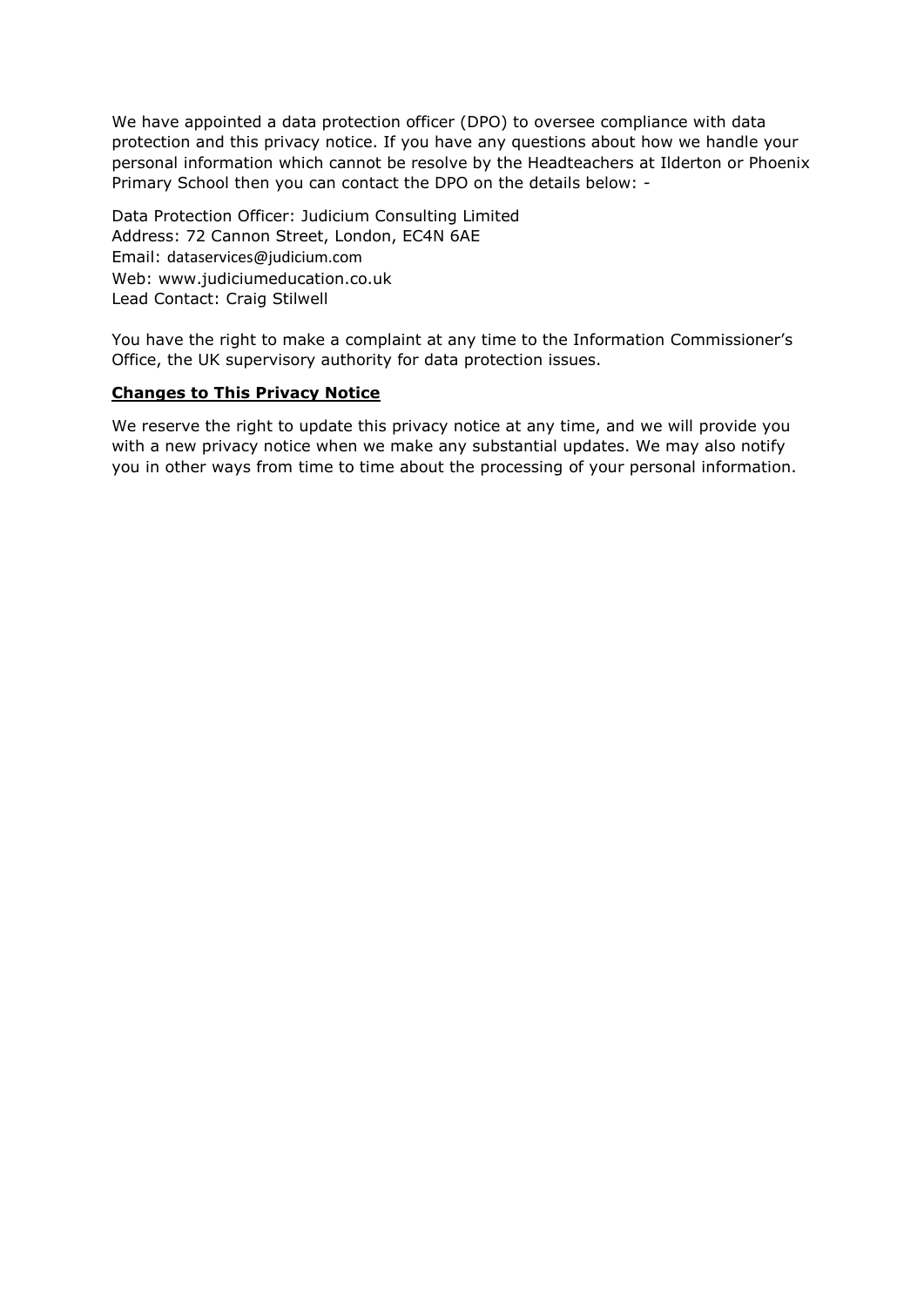We have appointed a data protection officer (DPO) to oversee compliance with data protection and this privacy notice. If you have any questions about how we handle your personal information which cannot be resolve by the Headteachers at Ilderton or Phoenix Primary School then you can contact the DPO on the details below: -

Data Protection Officer: Judicium Consulting Limited
Address: 72 Cannon Street, London, EC4N 6AE
Email: dataservices@judicium.com
Web: www.judiciumeducation.co.uk
Lead Contact: Craig Stilwell

You have the right to make a complaint at any time to the Information Commissioner's Office, the UK supervisory authority for data protection issues.

**Changes to This Privacy Notice**

We reserve the right to update this privacy notice at any time, and we will provide you with a new privacy notice when we make any substantial updates. We may also notify you in other ways from time to time about the processing of your personal information.